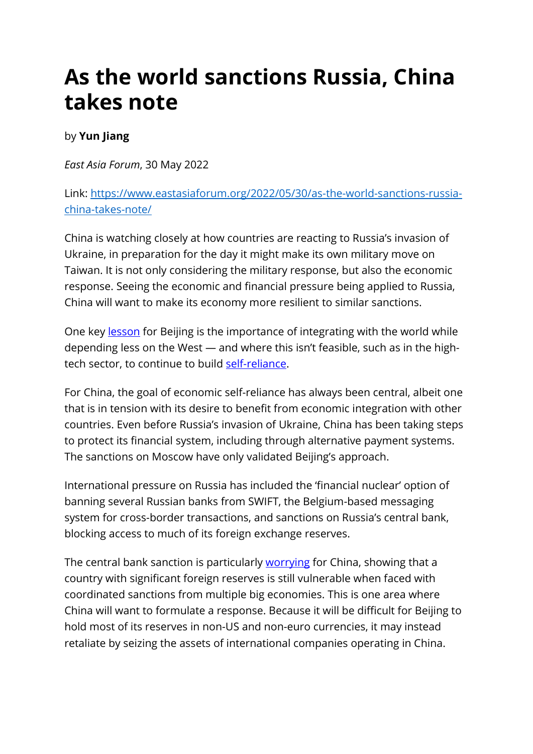# As the world sanctions Russia, China takes note

by **Yun Jiang**

*East Asia Forum*, 30 May 2022

Link: [https://www.eastasiaforum.org/2022/05/30/as-the-world-sanctions-russia-china-takes-note/](https://www.eastasiaforum.org/2022/05/30/as-the-world-sanctions-russia-china-takes-note/)

China is watching closely at how countries are reacting to Russia's invasion of Ukraine, in preparation for the day it might make its own military move on Taiwan. It is not only considering the military response, but also the economic response. Seeing the economic and financial pressure being applied to Russia, China will want to make its economy more resilient to similar sanctions.

One key lesson for Beijing is the importance of integrating with the world while depending less on the West — and where this isn't feasible, such as in the high-tech sector, to continue to build self-reliance.

For China, the goal of economic self-reliance has always been central, albeit one that is in tension with its desire to benefit from economic integration with other countries. Even before Russia's invasion of Ukraine, China has been taking steps to protect its financial system, including through alternative payment systems. The sanctions on Moscow have only validated Beijing's approach.

International pressure on Russia has included the 'financial nuclear' option of banning several Russian banks from SWIFT, the Belgium-based messaging system for cross-border transactions, and sanctions on Russia's central bank, blocking access to much of its foreign exchange reserves.

The central bank sanction is particularly worrying for China, showing that a country with significant foreign reserves is still vulnerable when faced with coordinated sanctions from multiple big economies. This is one area where China will want to formulate a response. Because it will be difficult for Beijing to hold most of its reserves in non-US and non-euro currencies, it may instead retaliate by seizing the assets of international companies operating in China.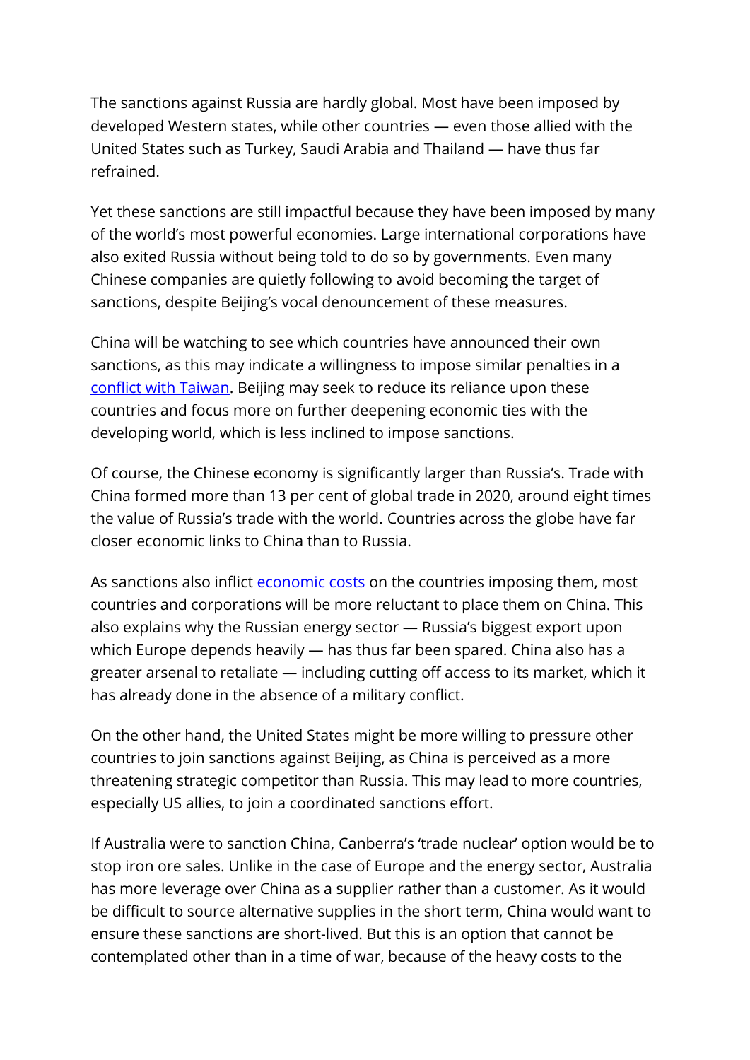The sanctions against Russia are hardly global. Most have been imposed by developed Western states, while other countries — even those allied with the United States such as Turkey, Saudi Arabia and Thailand — have thus far refrained.

Yet these sanctions are still impactful because they have been imposed by many of the world's most powerful economies. Large international corporations have also exited Russia without being told to do so by governments. Even many Chinese companies are quietly following to avoid becoming the target of sanctions, despite Beijing's vocal denouncement of these measures.

China will be watching to see which countries have announced their own sanctions, as this may indicate a willingness to impose similar penalties in a conflict with Taiwan. Beijing may seek to reduce its reliance upon these countries and focus more on further deepening economic ties with the developing world, which is less inclined to impose sanctions.

Of course, the Chinese economy is significantly larger than Russia's. Trade with China formed more than 13 per cent of global trade in 2020, around eight times the value of Russia's trade with the world. Countries across the globe have far closer economic links to China than to Russia.

As sanctions also inflict economic costs on the countries imposing them, most countries and corporations will be more reluctant to place them on China. This also explains why the Russian energy sector — Russia's biggest export upon which Europe depends heavily — has thus far been spared. China also has a greater arsenal to retaliate — including cutting off access to its market, which it has already done in the absence of a military conflict.

On the other hand, the United States might be more willing to pressure other countries to join sanctions against Beijing, as China is perceived as a more threatening strategic competitor than Russia. This may lead to more countries, especially US allies, to join a coordinated sanctions effort.

If Australia were to sanction China, Canberra's 'trade nuclear' option would be to stop iron ore sales. Unlike in the case of Europe and the energy sector, Australia has more leverage over China as a supplier rather than a customer. As it would be difficult to source alternative supplies in the short term, China would want to ensure these sanctions are short-lived. But this is an option that cannot be contemplated other than in a time of war, because of the heavy costs to the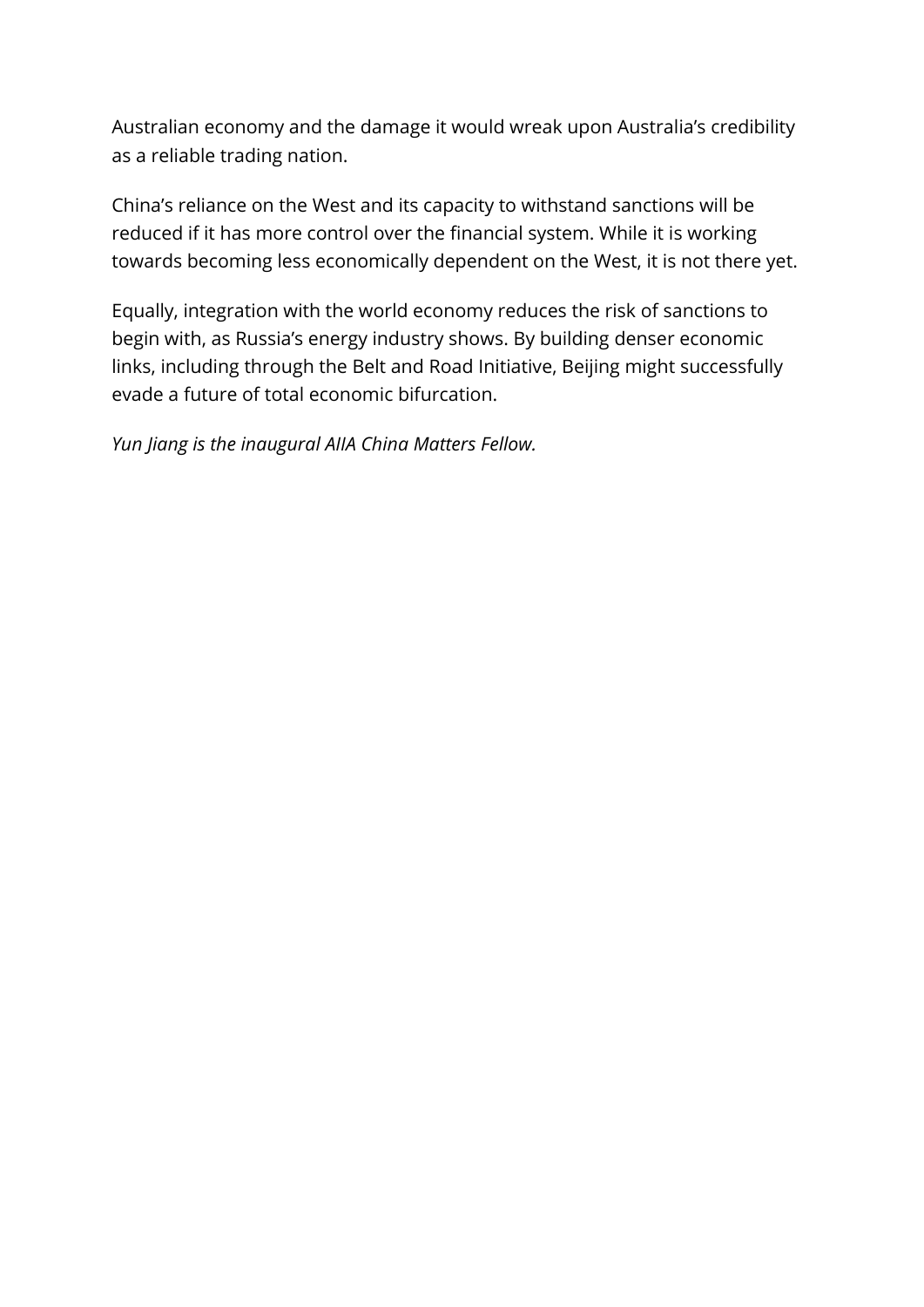Australian economy and the damage it would wreak upon Australia's credibility as a reliable trading nation.

China's reliance on the West and its capacity to withstand sanctions will be reduced if it has more control over the financial system. While it is working towards becoming less economically dependent on the West, it is not there yet.

Equally, integration with the world economy reduces the risk of sanctions to begin with, as Russia's energy industry shows. By building denser economic links, including through the Belt and Road Initiative, Beijing might successfully evade a future of total economic bifurcation.

*Yun Jiang is the inaugural AIIA China Matters Fellow.*